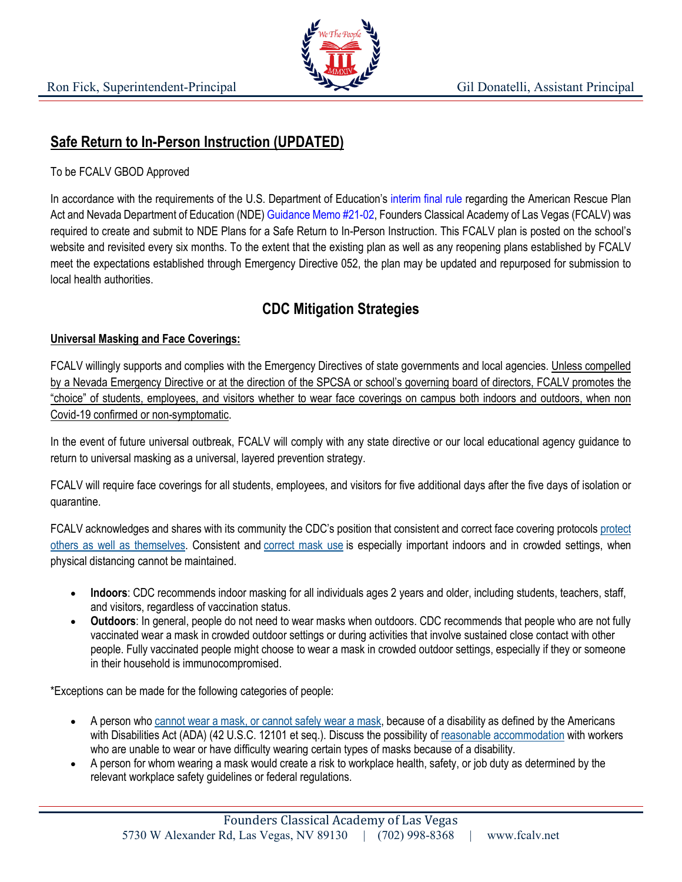## Safe Return to In-Person Instruction (UPDATED)

To be FCALV GBOD Approved

In accordance with the requirements of the U.S. Department of Education's interim final rule regarding the American Rescue Plan Act and Nevada Department of Education (NDE) Guidance Memo #21-02, Founders Classical Academy of Las Vegas (FCALV) was required to create and submit to NDE Plans for a Safe Return to In-Person Instruction. This FCALV plan is posted on the school's website and revisited every six months. To the extent that the existing plan as well as any reopening plans established by FCALV meet the expectations established through Emergency Directive 052, the plan may be updated and repurposed for submission to local health authorities.

## CDC Mitigation Strategies

**Universal Masking and Face Coverings:**

FCALV willingly supports and complies with the Emergency Directives of state governments and local agencies. Unless compelled by a Nevada Emergency Directive or at the direction of the SPCSA or school's governing board of directors, FCALV promotes the "choice" of students, employees, and visitors whether to wear face coverings on campus both indoors and outdoors, when non Covid-19 confirmed or non-symptomatic.

In the event of future universal outbreak, FCALV will comply with any state directive or our local educational agency guidance to return to universal masking as a universal, layered prevention strategy.

FCALV will require face coverings for all students, employees, and visitors for five additional days after the five days of isolation or quarantine.

FCALV acknowledges and shares with its community the CDC's position that consistent and correct face covering protocols protect others as well as themselves. Consistent and correct mask use is especially important indoors and in crowded settings, when physical distancing cannot be maintained.

- **Indoors**: CDC recommends indoor masking for all individuals ages 2 years and older, including students, teachers, staff, and visitors, regardless of vaccination status.
- **Outdoors**: In general, people do not need to wear masks when outdoors. CDC recommends that people who are not fully vaccinated wear a mask in crowded outdoor settings or during activities that involve sustained close contact with other people. Fully vaccinated people might choose to wear a mask in crowded outdoor settings, especially if they or someone in their household is immunocompromised.

*Exceptions can be made for the following categories of people:

- A person who cannot wear a mask, or cannot safely wear a mask, because of a disability as defined by the Americans with Disabilities Act (ADA) (42 U.S.C. 12101 et seq.). Discuss the possibility of reasonable accommodation with workers who are unable to wear or have difficulty wearing certain types of masks because of a disability.
- A person for whom wearing a mask would create a risk to workplace health, safety, or job duty as determined by the relevant workplace safety guidelines or federal regulations.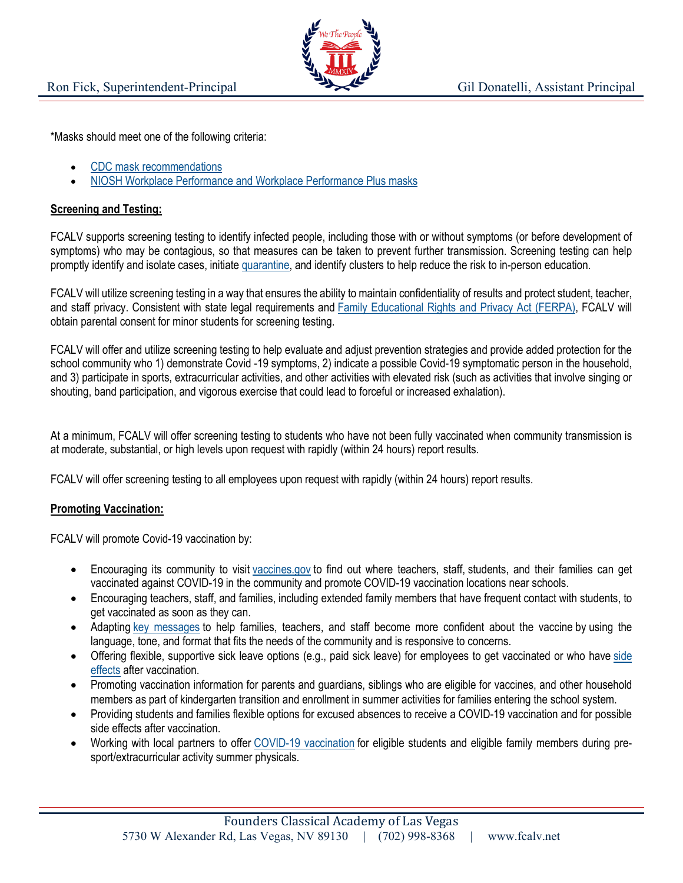*Masks should meet one of the following criteria:

- CDC mask recommendations
- NIOSH Workplace Performance and Workplace Performance Plus masks

**Screening and Testing:**

FCALV supports screening testing to identify infected people, including those with or without symptoms (or before development of symptoms) who may be contagious, so that measures can be taken to prevent further transmission. Screening testing can help promptly identify and isolate cases, initiate quarantine, and identify clusters to help reduce the risk to in-person education.

FCALV will utilize screening testing in a way that ensures the ability to maintain confidentiality of results and protect student, teacher, and staff privacy. Consistent with state legal requirements and Family Educational Rights and Privacy Act (FERPA), FCALV will obtain parental consent for minor students for screening testing.

FCALV will offer and utilize screening testing to help evaluate and adjust prevention strategies and provide added protection for the school community who 1) demonstrate Covid -19 symptoms, 2) indicate a possible Covid-19 symptomatic person in the household, and 3) participate in sports, extracurricular activities, and other activities with elevated risk (such as activities that involve singing or shouting, band participation, and vigorous exercise that could lead to forceful or increased exhalation).

At a minimum, FCALV will offer screening testing to students who have not been fully vaccinated when community transmission is at moderate, substantial, or high levels upon request with rapidly (within 24 hours) report results.

FCALV will offer screening testing to all employees upon request with rapidly (within 24 hours) report results.

**Promoting Vaccination:**

FCALV will promote Covid-19 vaccination by:

- Encouraging its community to visit vaccines.gov to find out where teachers, staff, students, and their families can get vaccinated against COVID-19 in the community and promote COVID-19 vaccination locations near schools.
- Encouraging teachers, staff, and families, including extended family members that have frequent contact with students, to get vaccinated as soon as they can.
- Adapting key messages to help families, teachers, and staff become more confident about the vaccine by using the language, tone, and format that fits the needs of the community and is responsive to concerns.
- Offering flexible, supportive sick leave options (e.g., paid sick leave) for employees to get vaccinated or who have side effects after vaccination.
- Promoting vaccination information for parents and guardians, siblings who are eligible for vaccines, and other household members as part of kindergarten transition and enrollment in summer activities for families entering the school system.
- Providing students and families flexible options for excused absences to receive a COVID-19 vaccination and for possible side effects after vaccination.
- Working with local partners to offer COVID-19 vaccination for eligible students and eligible family members during pre-sport/extracurricular activity summer physicals.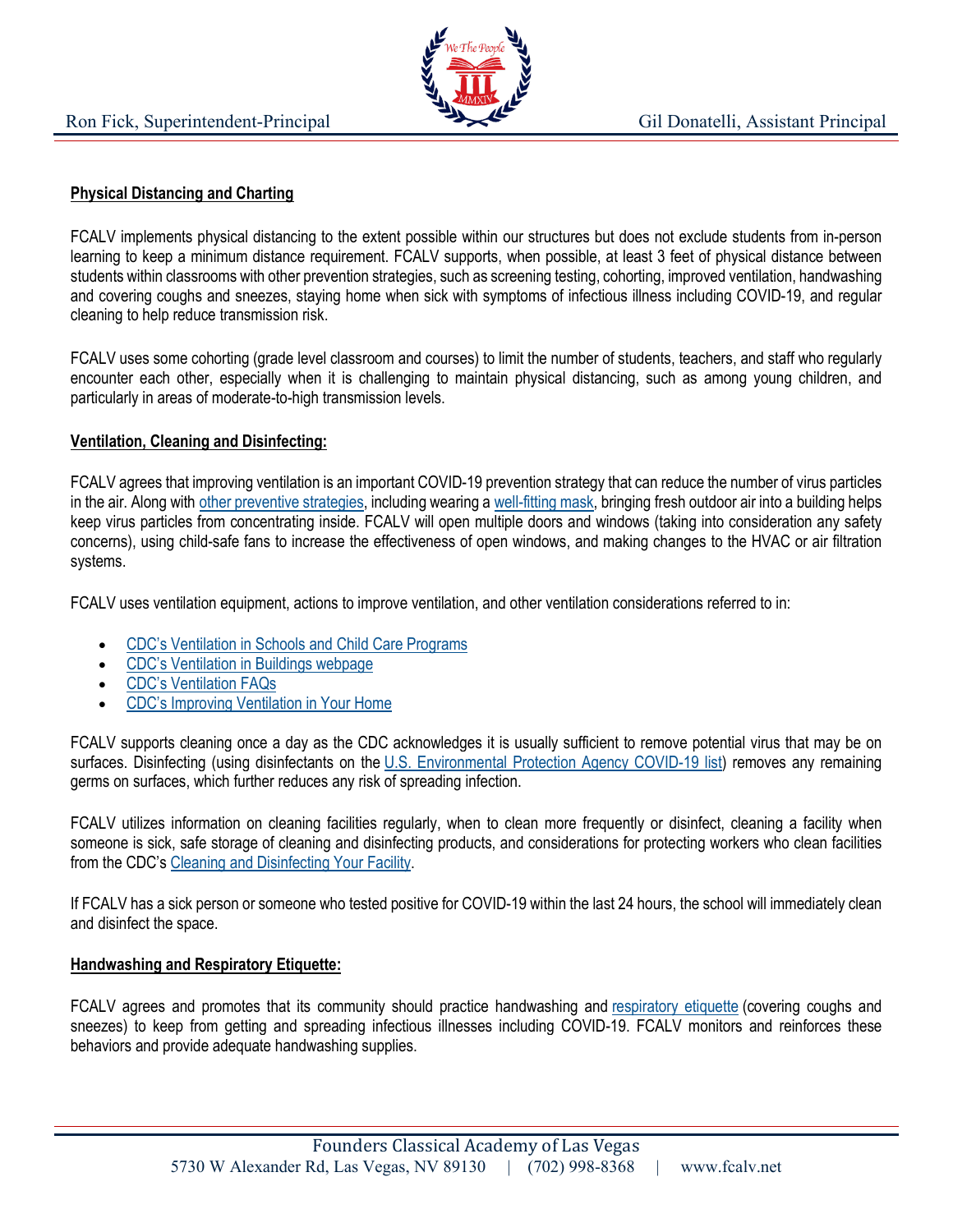**Physical Distancing and Charting**

FCALV implements physical distancing to the extent possible within our structures but does not exclude students from in-person learning to keep a minimum distance requirement. FCALV supports, when possible, at least 3 feet of physical distance between students within classrooms with other prevention strategies, such as screening testing, cohorting, improved ventilation, handwashing and covering coughs and sneezes, staying home when sick with symptoms of infectious illness including COVID-19, and regular cleaning to help reduce transmission risk.

FCALV uses some cohorting (grade level classroom and courses) to limit the number of students, teachers, and staff who regularly encounter each other, especially when it is challenging to maintain physical distancing, such as among young children, and particularly in areas of moderate-to-high transmission levels.

**Ventilation, Cleaning and Disinfecting:**

FCALV agrees that improving ventilation is an important COVID-19 prevention strategy that can reduce the number of virus particles in the air. Along with other preventive strategies, including wearing a well-fitting mask, bringing fresh outdoor air into a building helps keep virus particles from concentrating inside. FCALV will open multiple doors and windows (taking into consideration any safety concerns), using child-safe fans to increase the effectiveness of open windows, and making changes to the HVAC or air filtration systems.

FCALV uses ventilation equipment, actions to improve ventilation, and other ventilation considerations referred to in:

- CDC's Ventilation in Schools and Child Care Programs
- CDC's Ventilation in Buildings webpage
- CDC's Ventilation FAQs
- CDC's Improving Ventilation in Your Home

FCALV supports cleaning once a day as the CDC acknowledges it is usually sufficient to remove potential virus that may be on surfaces. Disinfecting (using disinfectants on the U.S. Environmental Protection Agency COVID-19 list) removes any remaining germs on surfaces, which further reduces any risk of spreading infection.

FCALV utilizes information on cleaning facilities regularly, when to clean more frequently or disinfect, cleaning a facility when someone is sick, safe storage of cleaning and disinfecting products, and considerations for protecting workers who clean facilities from the CDC's Cleaning and Disinfecting Your Facility.

If FCALV has a sick person or someone who tested positive for COVID-19 within the last 24 hours, the school will immediately clean and disinfect the space.

**Handwashing and Respiratory Etiquette:**

FCALV agrees and promotes that its community should practice handwashing and respiratory etiquette (covering coughs and sneezes) to keep from getting and spreading infectious illnesses including COVID-19. FCALV monitors and reinforces these behaviors and provide adequate handwashing supplies.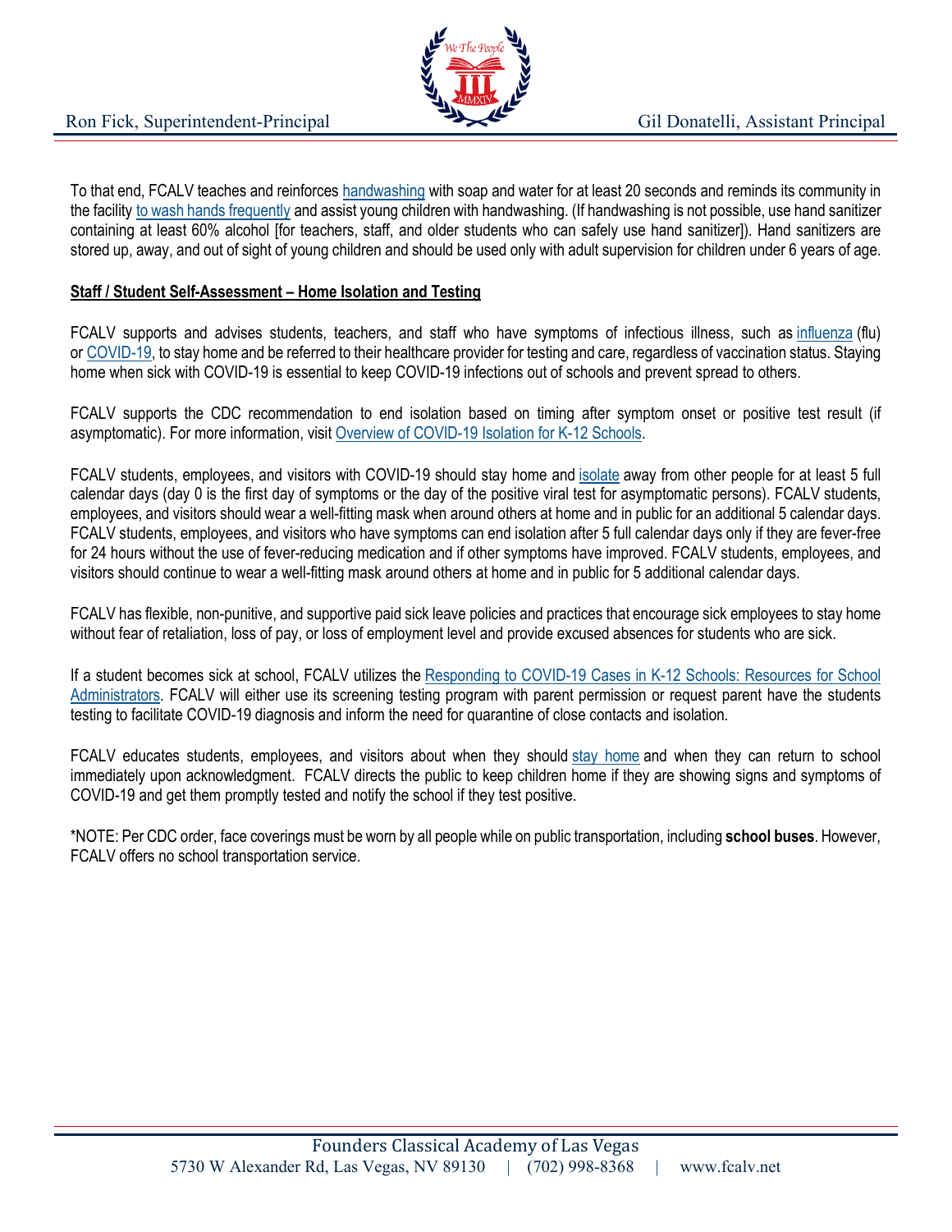To that end, FCALV teaches and reinforces handwashing with soap and water for at least 20 seconds and reminds its community in the facility to wash hands frequently and assist young children with handwashing. (If handwashing is not possible, use hand sanitizer containing at least 60% alcohol [for teachers, staff, and older students who can safely use hand sanitizer]). Hand sanitizers are stored up, away, and out of sight of young children and should be used only with adult supervision for children under 6 years of age.

**Staff / Student Self-Assessment – Home Isolation and Testing**

FCALV supports and advises students, teachers, and staff who have symptoms of infectious illness, such as influenza (flu) or COVID-19, to stay home and be referred to their healthcare provider for testing and care, regardless of vaccination status. Staying home when sick with COVID-19 is essential to keep COVID-19 infections out of schools and prevent spread to others.

FCALV supports the CDC recommendation to end isolation based on timing after symptom onset or positive test result (if asymptomatic). For more information, visit Overview of COVID-19 Isolation for K-12 Schools.

FCALV students, employees, and visitors with COVID-19 should stay home and isolate away from other people for at least 5 full calendar days (day 0 is the first day of symptoms or the day of the positive viral test for asymptomatic persons). FCALV students, employees, and visitors should wear a well-fitting mask when around others at home and in public for an additional 5 calendar days. FCALV students, employees, and visitors who have symptoms can end isolation after 5 full calendar days only if they are fever-free for 24 hours without the use of fever-reducing medication and if other symptoms have improved. FCALV students, employees, and visitors should continue to wear a well-fitting mask around others at home and in public for 5 additional calendar days.

FCALV has flexible, non-punitive, and supportive paid sick leave policies and practices that encourage sick employees to stay home without fear of retaliation, loss of pay, or loss of employment level and provide excused absences for students who are sick.

If a student becomes sick at school, FCALV utilizes the Responding to COVID-19 Cases in K-12 Schools: Resources for School Administrators. FCALV will either use its screening testing program with parent permission or request parent have the students testing to facilitate COVID-19 diagnosis and inform the need for quarantine of close contacts and isolation.

FCALV educates students, employees, and visitors about when they should stay home and when they can return to school immediately upon acknowledgment. FCALV directs the public to keep children home if they are showing signs and symptoms of COVID-19 and get them promptly tested and notify the school if they test positive.

*NOTE: Per CDC order, face coverings must be worn by all people while on public transportation, including **school buses**. However, FCALV offers no school transportation service.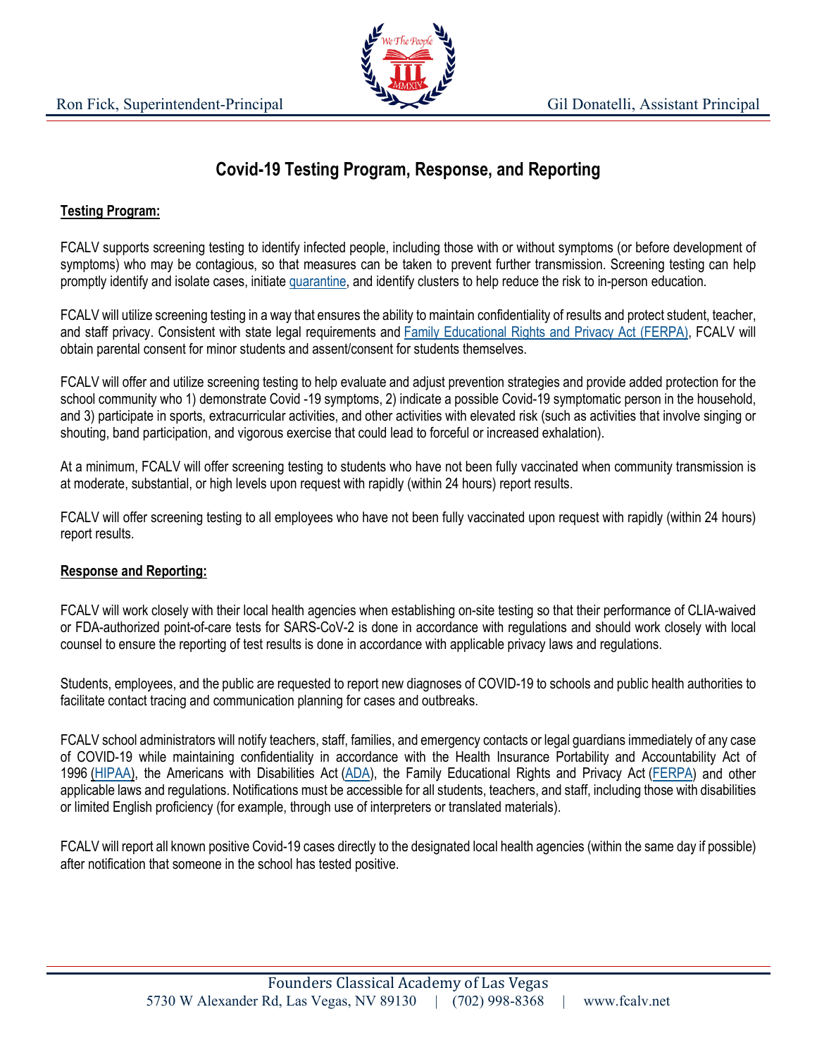# Covid-19 Testing Program, Response, and Reporting

**Testing Program:**

FCALV supports screening testing to identify infected people, including those with or without symptoms (or before development of symptoms) who may be contagious, so that measures can be taken to prevent further transmission. Screening testing can help promptly identify and isolate cases, initiate quarantine, and identify clusters to help reduce the risk to in-person education.

FCALV will utilize screening testing in a way that ensures the ability to maintain confidentiality of results and protect student, teacher, and staff privacy. Consistent with state legal requirements and Family Educational Rights and Privacy Act (FERPA), FCALV will obtain parental consent for minor students and assent/consent for students themselves.

FCALV will offer and utilize screening testing to help evaluate and adjust prevention strategies and provide added protection for the school community who 1) demonstrate Covid -19 symptoms, 2) indicate a possible Covid-19 symptomatic person in the household, and 3) participate in sports, extracurricular activities, and other activities with elevated risk (such as activities that involve singing or shouting, band participation, and vigorous exercise that could lead to forceful or increased exhalation).

At a minimum, FCALV will offer screening testing to students who have not been fully vaccinated when community transmission is at moderate, substantial, or high levels upon request with rapidly (within 24 hours) report results.

FCALV will offer screening testing to all employees who have not been fully vaccinated upon request with rapidly (within 24 hours) report results.

**Response and Reporting:**

FCALV will work closely with their local health agencies when establishing on-site testing so that their performance of CLIA-waived or FDA-authorized point-of-care tests for SARS-CoV-2 is done in accordance with regulations and should work closely with local counsel to ensure the reporting of test results is done in accordance with applicable privacy laws and regulations.

Students, employees, and the public are requested to report new diagnoses of COVID-19 to schools and public health authorities to facilitate contact tracing and communication planning for cases and outbreaks.

FCALV school administrators will notify teachers, staff, families, and emergency contacts or legal guardians immediately of any case of COVID-19 while maintaining confidentiality in accordance with the Health Insurance Portability and Accountability Act of 1996 (HIPAA), the Americans with Disabilities Act (ADA), the Family Educational Rights and Privacy Act (FERPA) and other applicable laws and regulations. Notifications must be accessible for all students, teachers, and staff, including those with disabilities or limited English proficiency (for example, through use of interpreters or translated materials).

FCALV will report all known positive Covid-19 cases directly to the designated local health agencies (within the same day if possible) after notification that someone in the school has tested positive.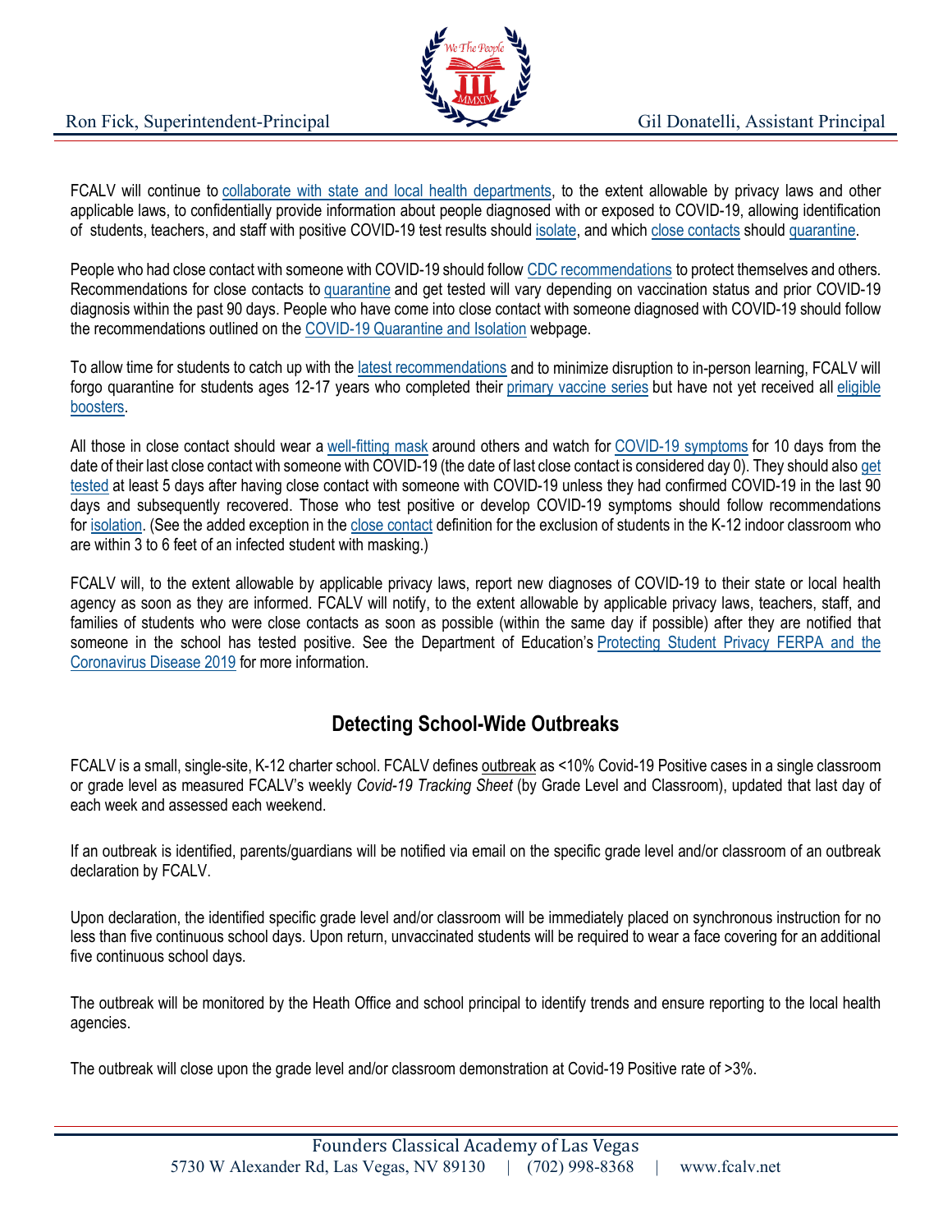FCALV will continue to collaborate with state and local health departments, to the extent allowable by privacy laws and other applicable laws, to confidentially provide information about people diagnosed with or exposed to COVID-19, allowing identification of students, teachers, and staff with positive COVID-19 test results should isolate, and which close contacts should quarantine.

People who had close contact with someone with COVID-19 should follow CDC recommendations to protect themselves and others. Recommendations for close contacts to quarantine and get tested will vary depending on vaccination status and prior COVID-19 diagnosis within the past 90 days. People who have come into close contact with someone diagnosed with COVID-19 should follow the recommendations outlined on the COVID-19 Quarantine and Isolation webpage.

To allow time for students to catch up with the latest recommendations and to minimize disruption to in-person learning, FCALV will forgo quarantine for students ages 12-17 years who completed their primary vaccine series but have not yet received all eligible boosters.

All those in close contact should wear a well-fitting mask around others and watch for COVID-19 symptoms for 10 days from the date of their last close contact with someone with COVID-19 (the date of last close contact is considered day 0). They should also get tested at least 5 days after having close contact with someone with COVID-19 unless they had confirmed COVID-19 in the last 90 days and subsequently recovered. Those who test positive or develop COVID-19 symptoms should follow recommendations for isolation. (See the added exception in the close contact definition for the exclusion of students in the K-12 indoor classroom who are within 3 to 6 feet of an infected student with masking.)

FCALV will, to the extent allowable by applicable privacy laws, report new diagnoses of COVID-19 to their state or local health agency as soon as they are informed. FCALV will notify, to the extent allowable by applicable privacy laws, teachers, staff, and families of students who were close contacts as soon as possible (within the same day if possible) after they are notified that someone in the school has tested positive. See the Department of Education's Protecting Student Privacy FERPA and the Coronavirus Disease 2019 for more information.

## Detecting School-Wide Outbreaks

FCALV is a small, single-site, K-12 charter school. FCALV defines outbreak as <10% Covid-19 Positive cases in a single classroom or grade level as measured FCALV's weekly *Covid-19 Tracking Sheet* (by Grade Level and Classroom), updated that last day of each week and assessed each weekend.

If an outbreak is identified, parents/guardians will be notified via email on the specific grade level and/or classroom of an outbreak declaration by FCALV.

Upon declaration, the identified specific grade level and/or classroom will be immediately placed on synchronous instruction for no less than five continuous school days. Upon return, unvaccinated students will be required to wear a face covering for an additional five continuous school days.

The outbreak will be monitored by the Heath Office and school principal to identify trends and ensure reporting to the local health agencies.

The outbreak will close upon the grade level and/or classroom demonstration at Covid-19 Positive rate of >3%.